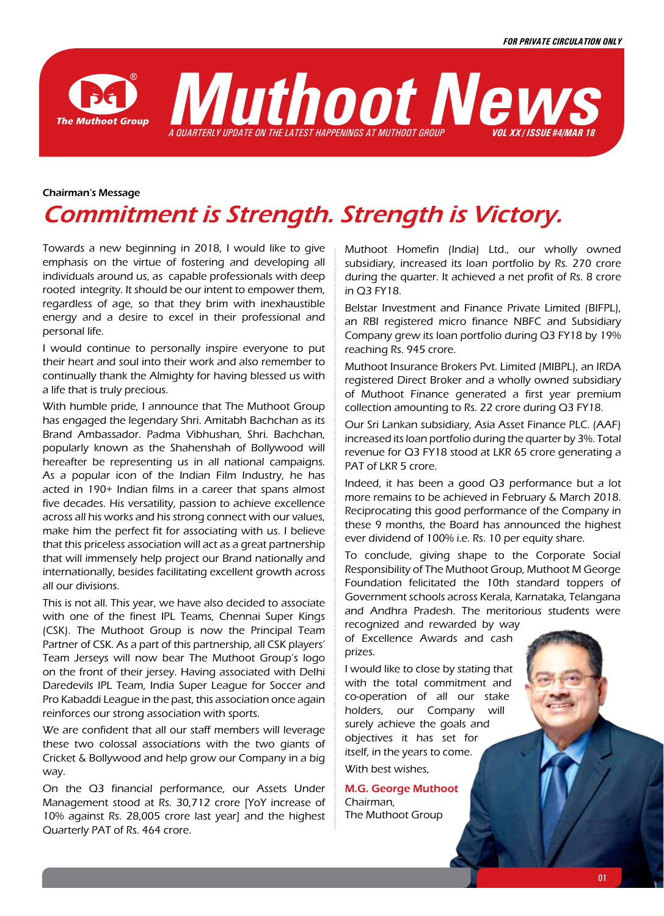FOR PRIVATE CIRCULATION ONLY

# Muthoot News

A QUARTERLY UPDATE ON THE LATEST HAPPENINGS AT MUTHOOT GROUP

VOL XX / ISSUE #4/MAR 18

Chairman's Message

## Commitment is Strength. Strength is Victory.

Towards a new beginning in 2018, I would like to give emphasis on the virtue of fostering and developing all individuals around us, as capable professionals with deep rooted integrity. It should be our intent to empower them, regardless of age, so that they brim with inexhaustible energy and a desire to excel in their professional and personal life.

I would continue to personally inspire everyone to put their heart and soul into their work and also remember to continually thank the Almighty for having blessed us with a life that is truly precious.

With humble pride, I announce that The Muthoot Group has engaged the legendary Shri. Amitabh Bachchan as its Brand Ambassador. Padma Vibhushan, Shri. Bachchan, popularly known as the Shahenshah of Bollywood will hereafter be representing us in all national campaigns. As a popular icon of the Indian Film Industry, he has acted in 190+ Indian films in a career that spans almost five decades. His versatility, passion to achieve excellence across all his works and his strong connect with our values, make him the perfect fit for associating with us. I believe that this priceless association will act as a great partnership that will immensely help project our Brand nationally and internationally, besides facilitating excellent growth across all our divisions.

This is not all. This year, we have also decided to associate with one of the finest IPL Teams, Chennai Super Kings (CSK). The Muthoot Group is now the Principal Team Partner of CSK. As a part of this partnership, all CSK players' Team Jerseys will now bear The Muthoot Group's logo on the front of their jersey. Having associated with Delhi Daredevils IPL Team, India Super League for Soccer and Pro Kabaddi League in the past, this association once again reinforces our strong association with sports.

We are confident that all our staff members will leverage these two colossal associations with the two giants of Cricket & Bollywood and help grow our Company in a big way.

On the Q3 financial performance, our Assets Under Management stood at Rs. 30,712 crore [YoY increase of 10% against Rs. 28,005 crore last year] and the highest Quarterly PAT of Rs. 464 crore.

Muthoot Homefin (India) Ltd., our wholly owned subsidiary, increased its loan portfolio by Rs. 270 crore during the quarter. It achieved a net profit of Rs. 8 crore in Q3 FY18.

Belstar Investment and Finance Private Limited (BIFPL), an RBI registered micro finance NBFC and Subsidiary Company grew its loan portfolio during Q3 FY18 by 19% reaching Rs. 945 crore.

Muthoot Insurance Brokers Pvt. Limited (MIBPL), an IRDA registered Direct Broker and a wholly owned subsidiary of Muthoot Finance generated a first year premium collection amounting to Rs. 22 crore during Q3 FY18.

Our Sri Lankan subsidiary, Asia Asset Finance PLC. (AAF) increased its loan portfolio during the quarter by 3%. Total revenue for Q3 FY18 stood at LKR 65 crore generating a PAT of LKR 5 crore.

Indeed, it has been a good Q3 performance but a lot more remains to be achieved in February & March 2018. Reciprocating this good performance of the Company in these 9 months, the Board has announced the highest ever dividend of 100% i.e. Rs. 10 per equity share.

To conclude, giving shape to the Corporate Social Responsibility of The Muthoot Group, Muthoot M George Foundation felicitated the 10th standard toppers of Government schools across Kerala, Karnataka, Telangana and Andhra Pradesh. The meritorious students were recognized and rewarded by way of Excellence Awards and cash prizes.

I would like to close by stating that with the total commitment and co-operation of all our stake holders, our Company will surely achieve the goals and objectives it has set for itself, in the years to come.

With best wishes,

**M.G. George Muthoot**
Chairman,
The Muthoot Group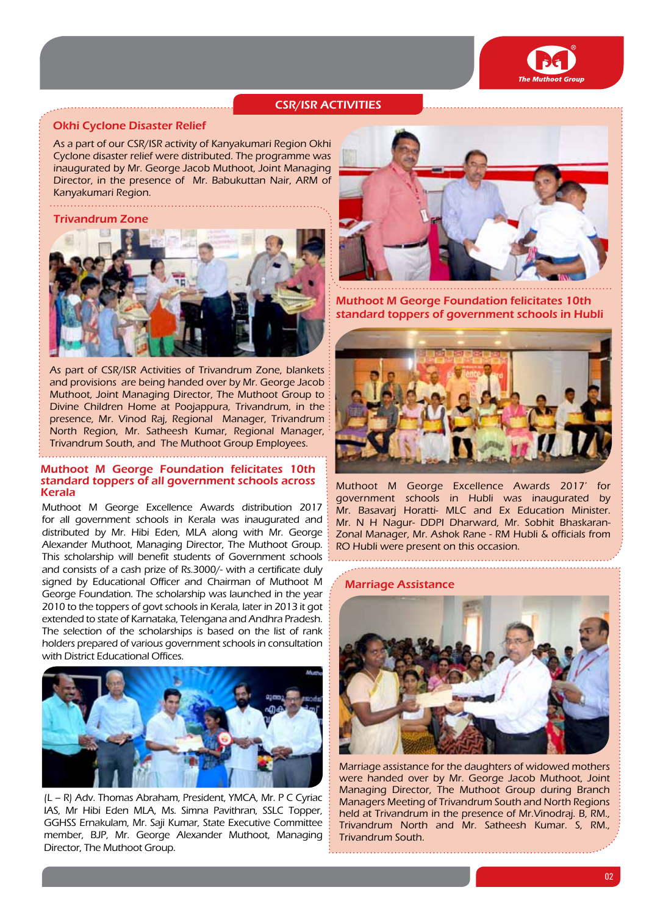## CSR/ISR ACTIVITIES

### Okhi Cyclone Disaster Relief

As a part of our CSR/ISR activity of Kanyakumari Region Okhi Cyclone disaster relief were distributed. The programme was inaugurated by Mr. George Jacob Muthoot, Joint Managing Director, in the presence of Mr. Babukuttan Nair, ARM of Kanyakumari Region.

### Trivandrum Zone

As part of CSR/ISR Activities of Trivandrum Zone, blankets and provisions are being handed over by Mr. George Jacob Muthoot, Joint Managing Director, The Muthoot Group to Divine Children Home at Poojappura, Trivandrum, in the presence, Mr. Vinod Raj, Regional Manager, Trivandrum North Region, Mr. Satheesh Kumar, Regional Manager, Trivandrum South, and The Muthoot Group Employees.

### Muthoot M George Foundation felicitates 10th standard toppers of all government schools across Kerala

Muthoot M George Excellence Awards distribution 2017 for all government schools in Kerala was inaugurated and distributed by Mr. Hibi Eden, MLA along with Mr. George Alexander Muthoot, Managing Director, The Muthoot Group. This scholarship will benefit students of Government schools and consists of a cash prize of Rs.3000/- with a certificate duly signed by Educational Officer and Chairman of Muthoot M George Foundation. The scholarship was launched in the year 2010 to the toppers of govt schools in Kerala, later in 2013 it got extended to state of Karnataka, Telengana and Andhra Pradesh. The selection of the scholarships is based on the list of rank holders prepared of various government schools in consultation with District Educational Offices.

(L – R) Adv. Thomas Abraham, President, YMCA, Mr. P C Cyriac IAS, Mr Hibi Eden MLA, Ms. Simna Pavithran, SSLC Topper, GGHSS Ernakulam, Mr. Saji Kumar, State Executive Committee member, BJP, Mr. George Alexander Muthoot, Managing Director, The Muthoot Group.

### Muthoot M George Foundation felicitates 10th standard toppers of government schools in Hubli

Muthoot M George Excellence Awards 2017' for government schools in Hubli was inaugurated by Mr. Basavarj Horatti- MLC and Ex Education Minister. Mr. N H Nagur- DDPI Dharward, Mr. Sobhit Bhaskaran-Zonal Manager, Mr. Ashok Rane - RM Hubli & officials from RO Hubli were present on this occasion.

### Marriage Assistance

Marriage assistance for the daughters of widowed mothers were handed over by Mr. George Jacob Muthoot, Joint Managing Director, The Muthoot Group during Branch Managers Meeting of Trivandrum South and North Regions held at Trivandrum in the presence of Mr.Vinodraj. B, RM., Trivandrum North and Mr. Satheesh Kumar. S, RM., Trivandrum South.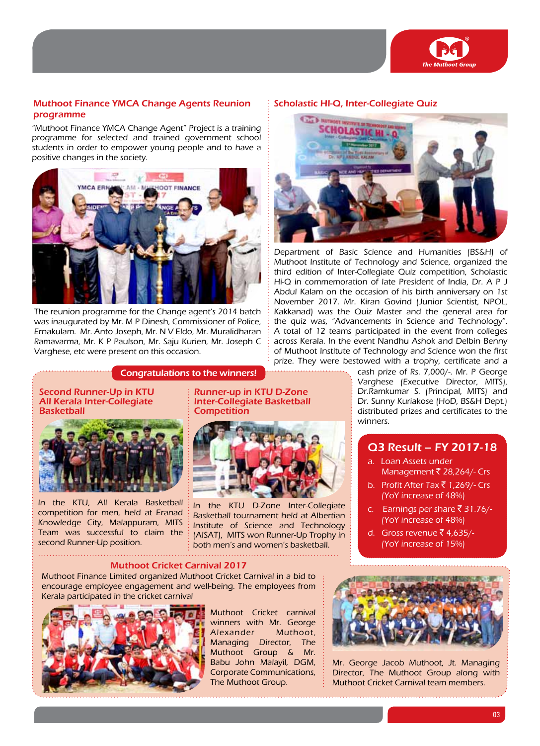## Muthoot Finance YMCA Change Agents Reunion programme

"Muthoot Finance YMCA Change Agent" Project is a training programme for selected and trained government school students in order to empower young people and to have a positive changes in the society.

The reunion programme for the Change agent's 2014 batch was inaugurated by Mr. M P Dinesh, Commissioner of Police, Ernakulam. Mr. Anto Joseph, Mr. N V Eldo, Mr. Muralidharan Ramavarma, Mr. K P Paulson, Mr. Saju Kurien, Mr. Joseph C Varghese, etc were present on this occasion.

## Scholastic HI-Q, Inter-Collegiate Quiz

Department of Basic Science and Humanities (BS&H) of Muthoot Institute of Technology and Science, organized the third edition of Inter-Collegiate Quiz competition, Scholastic Hi-Q in commemoration of late President of India, Dr. A P J Abdul Kalam on the occasion of his birth anniversary on 1st November 2017. Mr. Kiran Govind (Junior Scientist, NPOL, Kakkanad) was the Quiz Master and the general area for the quiz was, "Advancements in Science and Technology". A total of 12 teams participated in the event from colleges across Kerala. In the event Nandhu Ashok and Delbin Benny of Muthoot Institute of Technology and Science won the first prize. They were bestowed with a trophy, certificate and a cash prize of Rs. 7,000/-. Mr. P George Varghese (Executive Director, MITS), Dr.Ramkumar S. (Principal, MITS) and Dr. Sunny Kuriakose (HoD, BS&H Dept.) distributed prizes and certificates to the winners.

## Congratulations to the winners!

### Second Runner-Up in KTU All Kerala Inter-Collegiate Basketball

In the KTU, All Kerala Basketball competition for men, held at Eranad Knowledge City, Malappuram, MITS Team was successful to claim the second Runner-Up position.

### Runner-up in KTU D-Zone Inter-Collegiate Basketball Competition

In the KTU D-Zone Inter-Collegiate Basketball tournament held at Albertian Institute of Science and Technology (AISAT), MITS won Runner-Up Trophy in both men's and women's basketball.

## Q3 Result – FY 2017-18

a. Loan Assets under Management ₹ 28,264/- Crs
b. Profit After Tax ₹ 1,269/- Crs (YoY increase of 48%)
c. Earnings per share ₹ 31.76/- (YoY increase of 48%)
d. Gross revenue ₹ 4,635/- (YoY increase of 15%)

## Muthoot Cricket Carnival 2017

Muthoot Finance Limited organized Muthoot Cricket Carnival in a bid to encourage employee engagement and well-being. The employees from Kerala participated in the cricket carnival

Muthoot Cricket carnival winners with Mr. George Alexander Muthoot, Managing Director, The Muthoot Group & Mr. Babu John Malayil, DGM, Corporate Communications, The Muthoot Group.

Mr. George Jacob Muthoot, Jt. Managing Director, The Muthoot Group along with Muthoot Cricket Carnival team members.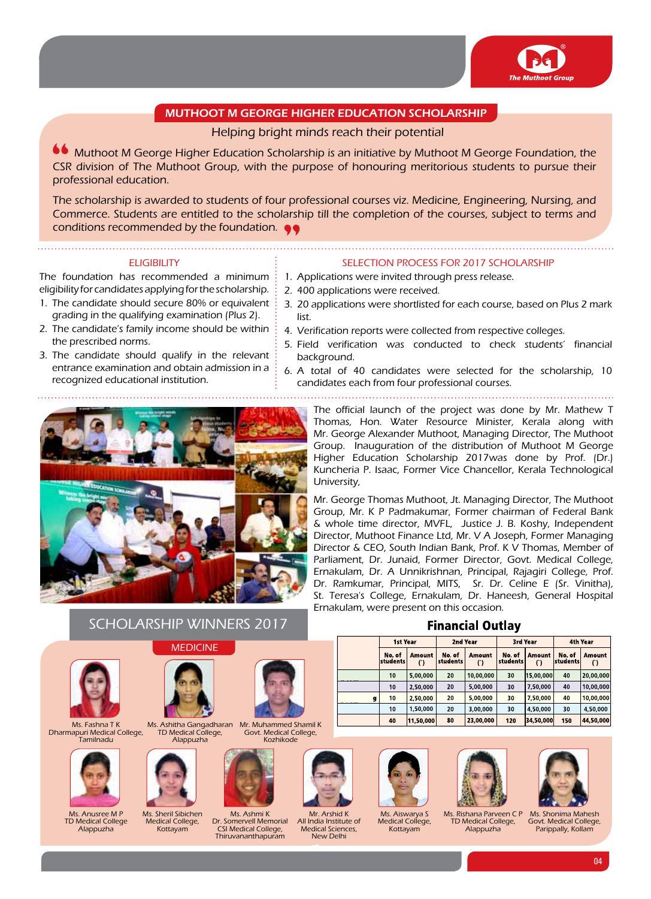## MUTHOOT M GEORGE HIGHER EDUCATION SCHOLARSHIP

Helping bright minds reach their potential

Muthoot M George Higher Education Scholarship is an initiative by Muthoot M George Foundation, the CSR division of The Muthoot Group, with the purpose of honouring meritorious students to pursue their professional education.

The scholarship is awarded to students of four professional courses viz. Medicine, Engineering, Nursing, and Commerce. Students are entitled to the scholarship till the completion of the courses, subject to terms and conditions recommended by the foundation.

### ELIGIBILITY

The foundation has recommended a minimum eligibility for candidates applying for the scholarship.

1. The candidate should secure 80% or equivalent grading in the qualifying examination (Plus 2).
2. The candidate's family income should be within the prescribed norms.
3. The candidate should qualify in the relevant entrance examination and obtain admission in a recognized educational institution.

### SELECTION PROCESS FOR 2017 SCHOLARSHIP

1. Applications were invited through press release.
2. 400 applications were received.
3. 20 applications were shortlisted for each course, based on Plus 2 mark list.
4. Verification reports were collected from respective colleges.
5. Field verification was conducted to check students' financial background.
6. A total of 40 candidates were selected for the scholarship, 10 candidates each from four professional courses.

The official launch of the project was done by Mr. Mathew T Thomas, Hon. Water Resource Minister, Kerala along with Mr. George Alexander Muthoot, Managing Director, The Muthoot Group. Inauguration of the distribution of Muthoot M George Higher Education Scholarship 2017was done by Prof. (Dr.) Kuncheria P. Isaac, Former Vice Chancellor, Kerala Technological University,

Mr. George Thomas Muthoot, Jt. Managing Director, The Muthoot Group, Mr. K P Padmakumar, Former chairman of Federal Bank & whole time director, MVFL, Justice J. B. Koshy, Independent Director, Muthoot Finance Ltd, Mr. V A Joseph, Former Managing Director & CEO, South Indian Bank, Prof. K V Thomas, Member of Parliament, Dr. Junaid, Former Director, Govt. Medical College, Ernakulam, Dr. A Unnikrishnan, Principal, Rajagiri College, Prof. Dr. Ramkumar, Principal, MITS, Sr. Dr. Celine E (Sr. Vinitha), St. Teresa's College, Ernakulam, Dr. Haneesh, General Hospital Ernakulam, were present on this occasion.

### Financial Outlay

| | 1st Year | | 2nd Year | | 3rd Year | | 4th Year | |
|---|---|---|---|---|---|---|---|---|
| | No. of students | Amount () | No. of students | Amount () | No. of students | Amount () | No. of students | Amount () |
| | 10 | 5,00,000 | 20 | 10,00,000 | 30 | 15,00,000 | 40 | 20,00,000 |
| | 10 | 2,50,000 | 20 | 5,00,000 | 30 | 7,50,000 | 40 | 10,00,000 |
| g | 10 | 2,50,000 | 20 | 5,00,000 | 30 | 7,50,000 | 40 | 10,00,000 |
| | 10 | 1,50,000 | 20 | 3,00,000 | 30 | 4,50,000 | 30 | 4,50,000 |
| | 40 | 11,50,000 | 80 | 23,00,000 | 120 | 34,50,000 | 150 | 44,50,000 |

## SCHOLARSHIP WINNERS 2017

### MEDICINE

- Ms. Fashna T K, Dharmapuri Medical College, Tamilnadu
- Ms. Ashitha Gangadharan, TD Medical College, Alappuzha
- Mr. Muhammed Shamil K, Govt. Medical College, Kozhikode
- Ms. Anusree M P, TD Medical College, Alappuzha
- Ms. Sheril Sibichen, Medical College, Kottayam
- Ms. Ashmi K, Dr. Somervell Memorial CSI Medical College, Thiruvananthapuram
- Mr. Arshid K, All India Institute of Medical Sciences, New Delhi
- Ms. Aiswarya S, Medical College, Kottayam
- Ms. Rishana Parveen C P, TD Medical College, Alappuzha
- Ms. Shonima Mahesh, Govt. Medical College, Parippally, Kollam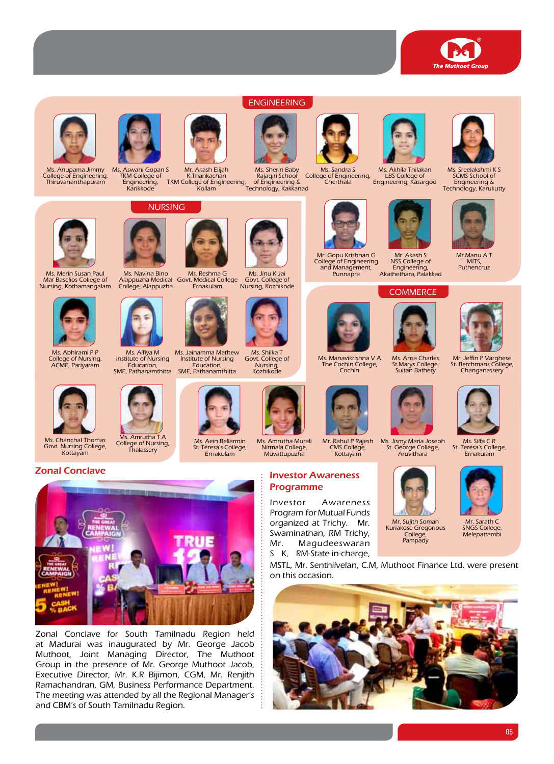## ENGINEERING

- Ms. Anupama Jimmy, College of Engineering, Thiruvananthapuram
- Ms. Aswani Gopan S, TKM College of Engineering, Karikkode
- Mr. Akash Elijah K.Thankachan, TKM College of Engineering, Kollam
- Ms. Sherin Baby, Rajagiri School of Engineering & Technology, Kakkanad
- Ms. Sandra S, College of Engineering, Cherthala
- Ms. Akhila Thilakan, LBS College of Engineering, Kasargod
- Ms. Sreelakshmi K S, SCMS School of Engineering & Technology, Karukutty
- Mr. Gopu Krishnan G, College of Engineering and Management, Punnapra
- Mr. Akash S, NSS College of Engineering, Akathethara, Palakkad
- Mr.Manu A T, MITS, Puthencruz

## NURSING

- Ms. Merin Susan Paul, Mar Baselios College of Nursing, Kothamangalam
- Ms. Navina Bino, Alappuzha Medical College, Alappuzha
- Ms. Reshma G, Govt. Medical College, Ernakulam
- Ms. Jinu K Jai, Govt. College of Nursing, Kozhikode
- Ms. Abhirami P P, College of Nursing, ACME, Pariyaram
- Ms. Alfiya M, Institute of Nursing Education, SME, Pathanamthitta
- Ms. Jainamma Mathew, Institute of Nursing Education, SME, Pathanamthitta
- Ms. Shilka T, Govt. College of Nursing, Kozhikode
- Ms. Chanchal Thomas, Govt. Nursing College, Kottayam
- Ms. Amrutha T A, College of Nursing, Thalassery

## COMMERCE

- Ms. Manavikrishna V A, The Cochin College, Cochin
- Ms. Ansa Charles, St.Marys College, Sultan Bathery
- Mr. Jeffin P Varghese, St. Berchmans College, Changanassery
- Ms. Aein Bellarmin, St. Teresa's College, Ernakulam
- Ms. Amrutha Murali, Nirmala College, Muvattupuzha
- Mr. Rahul P Rajesh, CMS College, Kottayam
- Ms. Jismy Maria Joseph, St. George College, Aruvithara
- Ms. Silfa C R, St. Teresa's College, Ernakulam
- Mr. Sujith Soman, Kuriakose Gregorious College, Pampady
- Mr. Sarath C, SNGS College, Melepattambi

## Zonal Conclave

Zonal Conclave for South Tamilnadu Region held at Madurai was inaugurated by Mr. George Jacob Muthoot, Joint Managing Director, The Muthoot Group in the presence of Mr. George Muthoot Jacob, Executive Director, Mr. K.R Bijimon, CGM, Mr. Renjith Ramachandran, GM, Business Performance Department. The meeting was attended by all the Regional Manager's and CBM's of South Tamilnadu Region.

## Investor Awareness Programme

Investor Awareness Program for Mutual Funds organized at Trichy. Mr. Swaminathan, RM Trichy, Mr. Magudeeswaran S K, RM-State-in-charge, MSTL, Mr. Senthilvelan, C.M, Muthoot Finance Ltd. were present on this occasion.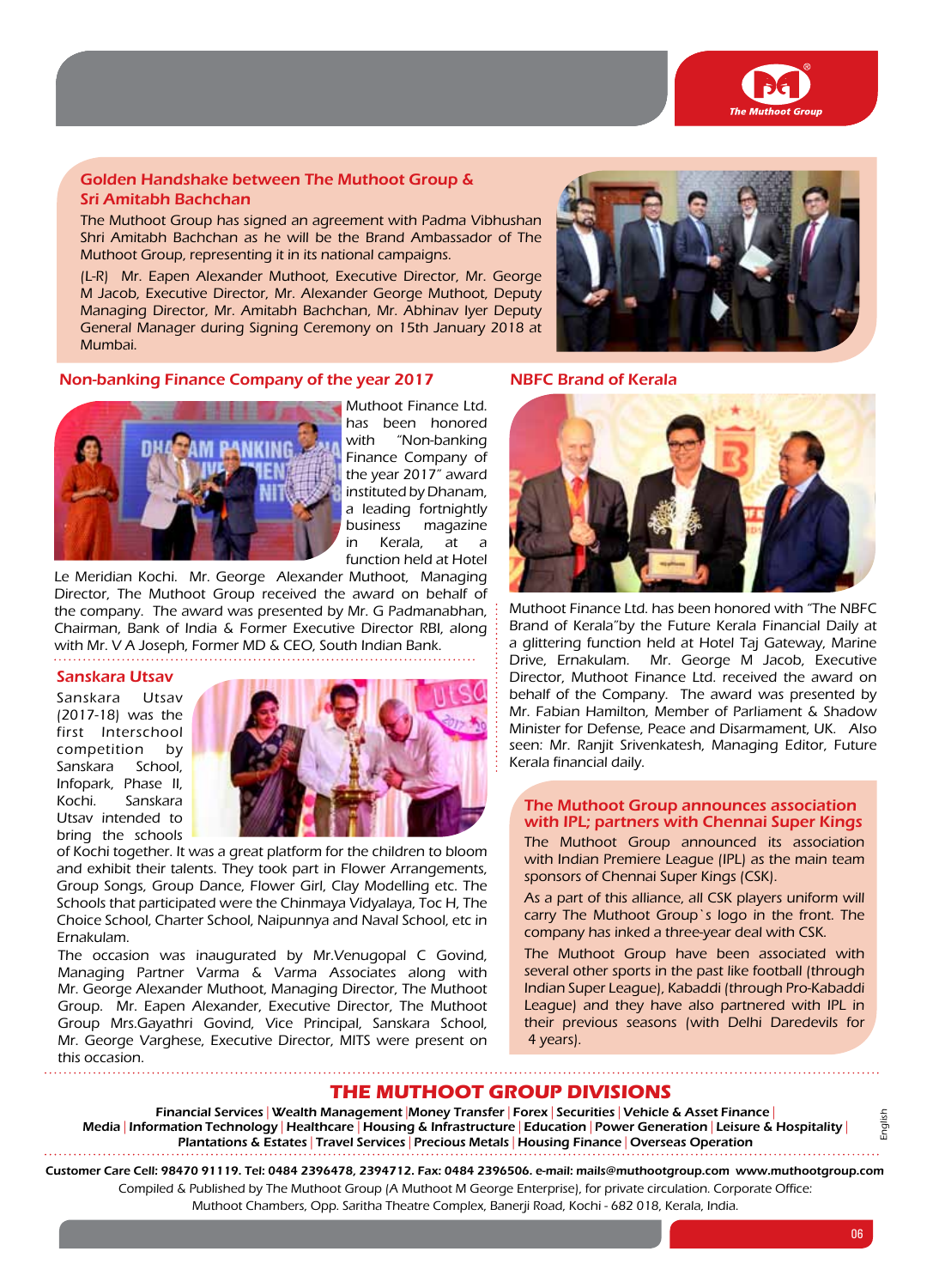## Golden Handshake between The Muthoot Group & Sri Amitabh Bachchan

The Muthoot Group has signed an agreement with Padma Vibhushan Shri Amitabh Bachchan as he will be the Brand Ambassador of The Muthoot Group, representing it in its national campaigns.

(L-R) Mr. Eapen Alexander Muthoot, Executive Director, Mr. George M Jacob, Executive Director, Mr. Alexander George Muthoot, Deputy Managing Director, Mr. Amitabh Bachchan, Mr. Abhinav Iyer Deputy General Manager during Signing Ceremony on 15th January 2018 at Mumbai.

## Non-banking Finance Company of the year 2017

Muthoot Finance Ltd. has been honored with "Non-banking Finance Company of the year 2017" award instituted by Dhanam, a leading fortnightly business magazine in Kerala, at a function held at Hotel Le Meridian Kochi. Mr. George Alexander Muthoot, Managing Director, The Muthoot Group received the award on behalf of the company. The award was presented by Mr. G Padmanabhan, Chairman, Bank of India & Former Executive Director RBI, along with Mr. V A Joseph, Former MD & CEO, South Indian Bank.

## Sanskara Utsav

Sanskara Utsav (2017-18) was the first Interschool competition by Sanskara School, Infopark, Phase II, Kochi. Sanskara Utsav intended to bring the schools of Kochi together. It was a great platform for the children to bloom and exhibit their talents. They took part in Flower Arrangements, Group Songs, Group Dance, Flower Girl, Clay Modelling etc. The Schools that participated were the Chinmaya Vidyalaya, Toc H, The Choice School, Charter School, Naipunnya and Naval School, etc in Ernakulam.

The occasion was inaugurated by Mr.Venugopal C Govind, Managing Partner Varma & Varma Associates along with Mr. George Alexander Muthoot, Managing Director, The Muthoot Group. Mr. Eapen Alexander, Executive Director, The Muthoot Group Mrs.Gayathri Govind, Vice Principal, Sanskara School, Mr. George Varghese, Executive Director, MITS were present on this occasion.

## NBFC Brand of Kerala

Muthoot Finance Ltd. has been honored with "The NBFC Brand of Kerala"by the Future Kerala Financial Daily at a glittering function held at Hotel Taj Gateway, Marine Drive, Ernakulam. Mr. George M Jacob, Executive Director, Muthoot Finance Ltd. received the award on behalf of the Company. The award was presented by Mr. Fabian Hamilton, Member of Parliament & Shadow Minister for Defense, Peace and Disarmament, UK. Also seen: Mr. Ranjit Srivenkatesh, Managing Editor, Future Kerala financial daily.

## The Muthoot Group announces association with IPL; partners with Chennai Super Kings

The Muthoot Group announced its association with Indian Premiere League (IPL) as the main team sponsors of Chennai Super Kings (CSK).

As a part of this alliance, all CSK players uniform will carry The Muthoot Group`s logo in the front. The company has inked a three-year deal with CSK.

The Muthoot Group have been associated with several other sports in the past like football (through Indian Super League), Kabaddi (through Pro-Kabaddi League) and they have also partnered with IPL in their previous seasons (with Delhi Daredevils for 4 years).

## THE MUTHOOT GROUP DIVISIONS

**Financial Services** | **Wealth Management** | **Money Transfer** | **Forex** | **Securities** | **Vehicle & Asset Finance** | **Media** | **Information Technology** | **Healthcare** | **Housing & Infrastructure** | **Education** | **Power Generation** | **Leisure & Hospitality** | **Plantations & Estates** | **Travel Services** | **Precious Metals** | **Housing Finance** | **Overseas Operation**

**Customer Care Cell: 98470 91119. Tel: 0484 2396478, 2394712. Fax: 0484 2396506. e-mail: mails@muthootgroup.com www.muthootgroup.com**

Compiled & Published by The Muthoot Group (A Muthoot M George Enterprise), for private circulation. Corporate Office: Muthoot Chambers, Opp. Saritha Theatre Complex, Banerji Road, Kochi - 682 018, Kerala, India.